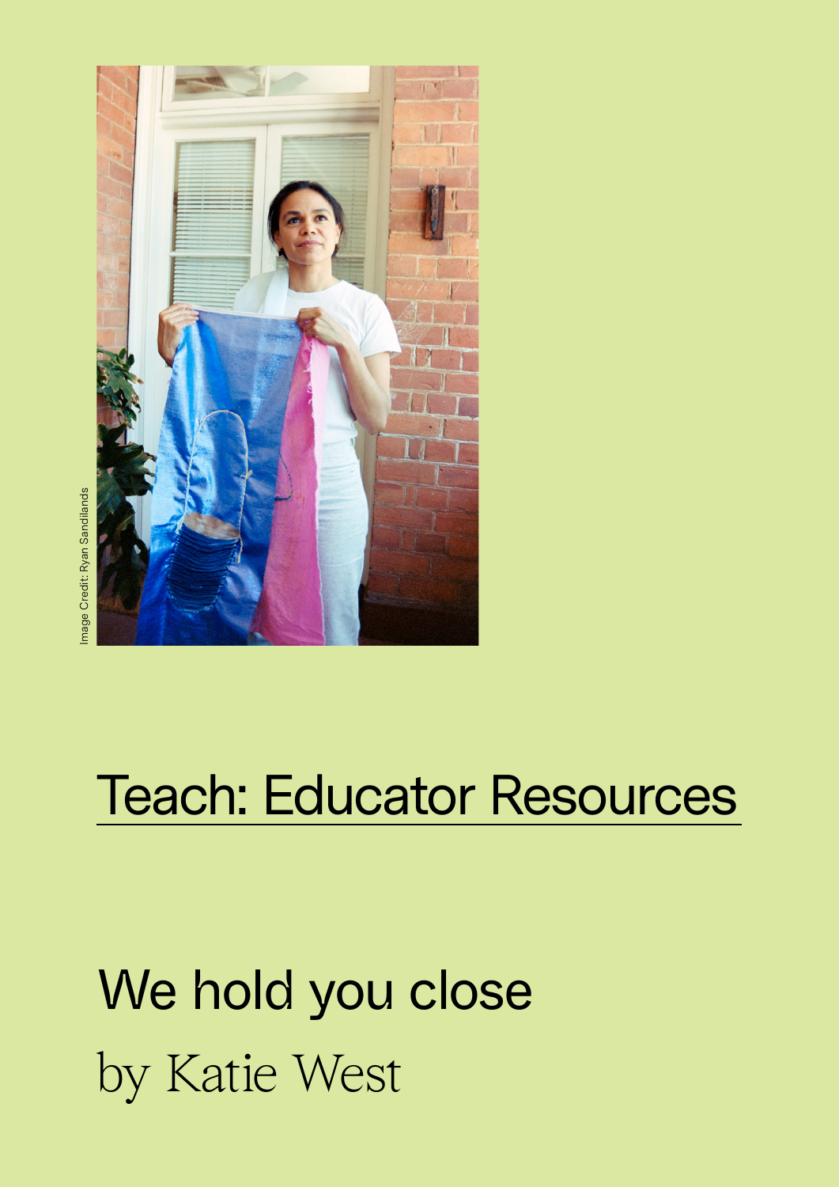Image Credit: Ryan Sandilands

# Teach: Educator Resources

## We hold you close

by Katie West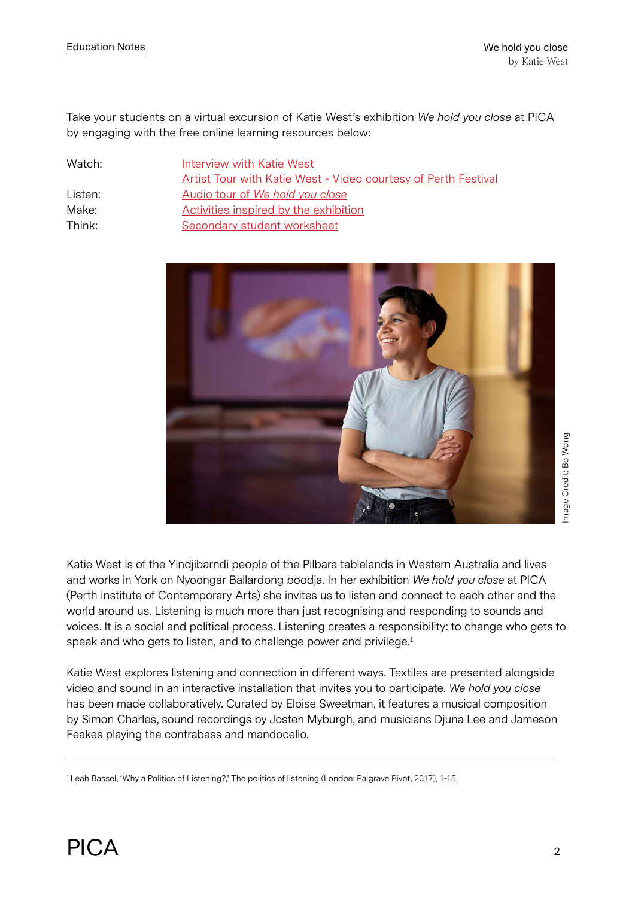Take your students on a virtual excursion of Katie West's exhibition *We hold you close* at PICA by engaging with the free online learning resources below:

| | |
|---|---|
| Watch: | Interview with Katie West |
| | Artist Tour with Katie West - Video courtesy of Perth Festival |
| Listen: | Audio tour of *We hold you close* |
| Make: | Activities inspired by the exhibition |
| Think: | Secondary student worksheet |

Image Credit: Bo Wong

Katie West is of the Yindjibarndi people of the Pilbara tablelands in Western Australia and lives and works in York on Nyoongar Ballardong boodja. In her exhibition *We hold you close* at PICA (Perth Institute of Contemporary Arts) she invites us to listen and connect to each other and the world around us. Listening is much more than just recognising and responding to sounds and voices. It is a social and political process. Listening creates a responsibility: to change who gets to speak and who gets to listen, and to challenge power and privilege.[1]

Katie West explores listening and connection in different ways. Textiles are presented alongside video and sound in an interactive installation that invites you to participate. *We hold you close* has been made collaboratively. Curated by Eloise Sweetman, it features a musical composition by Simon Charles, sound recordings by Josten Myburgh, and musicians Djuna Lee and Jameson Feakes playing the contrabass and mandocello.

---

[1] Leah Bassel, 'Why a Politics of Listening?,' The politics of listening (London: Palgrave Pivot, 2017), 1-15.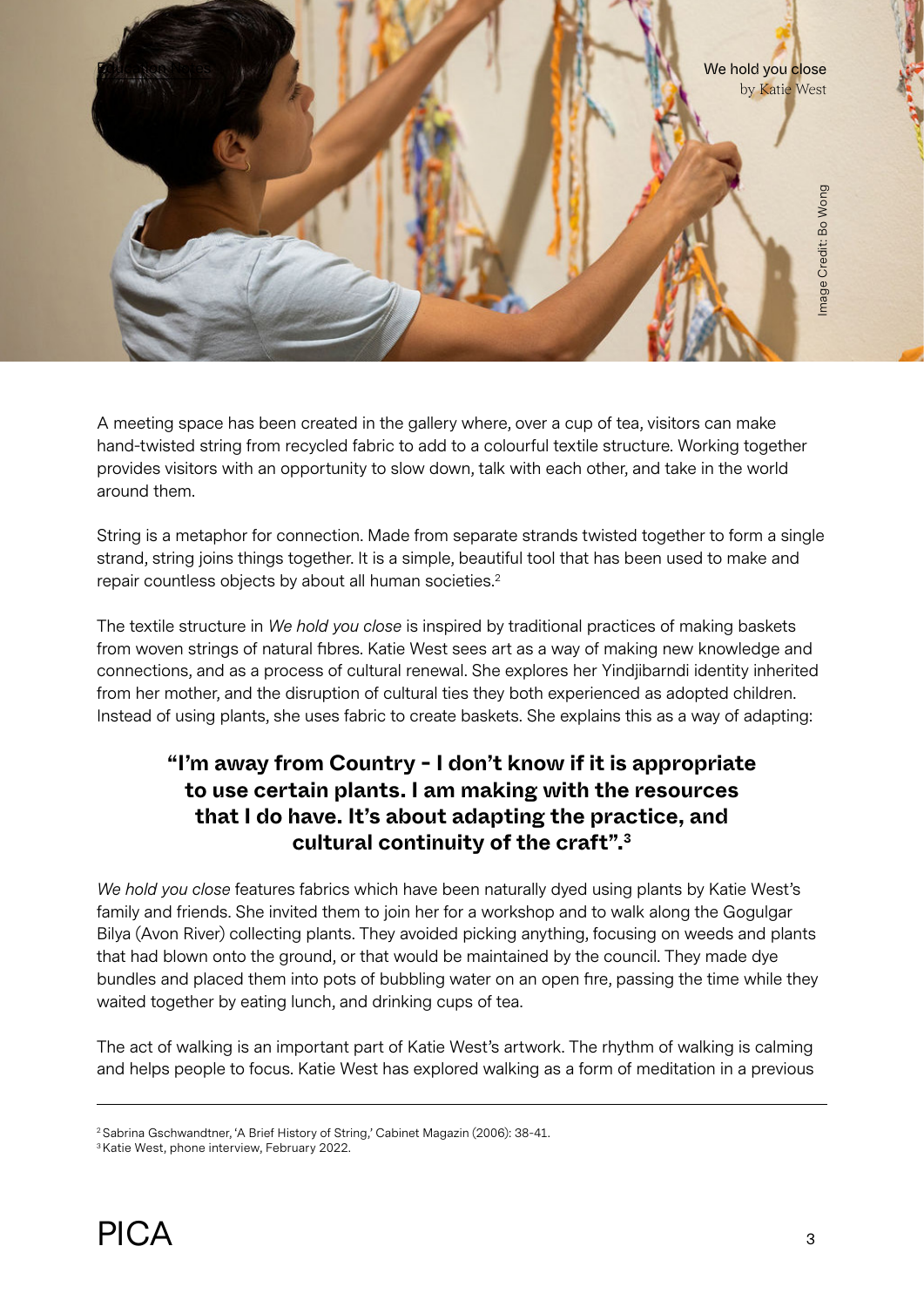We hold you close
by Katie West

Image Credit: Bo Wong

A meeting space has been created in the gallery where, over a cup of tea, visitors can make hand-twisted string from recycled fabric to add to a colourful textile structure. Working together provides visitors with an opportunity to slow down, talk with each other, and take in the world around them.

String is a metaphor for connection. Made from separate strands twisted together to form a single strand, string joins things together. It is a simple, beautiful tool that has been used to make and repair countless objects by about all human societies.[2]

The textile structure in *We hold you close* is inspired by traditional practices of making baskets from woven strings of natural fibres. Katie West sees art as a way of making new knowledge and connections, and as a process of cultural renewal. She explores her Yindjibarndi identity inherited from her mother, and the disruption of cultural ties they both experienced as adopted children. Instead of using plants, she uses fabric to create baskets. She explains this as a way of adapting:

> **"I'm away from Country - I don't know if it is appropriate to use certain plants. I am making with the resources that I do have. It's about adapting the practice, and cultural continuity of the craft".[3]**

*We hold you close* features fabrics which have been naturally dyed using plants by Katie West's family and friends. She invited them to join her for a workshop and to walk along the Gogulgar Bilya (Avon River) collecting plants. They avoided picking anything, focusing on weeds and plants that had blown onto the ground, or that would be maintained by the council. They made dye bundles and placed them into pots of bubbling water on an open fire, passing the time while they waited together by eating lunch, and drinking cups of tea.

The act of walking is an important part of Katie West's artwork. The rhythm of walking is calming and helps people to focus. Katie West has explored walking as a form of meditation in a previous

---

[2] Sabrina Gschwandtner, 'A Brief History of String,' Cabinet Magazin (2006): 38-41.
[3] Katie West, phone interview, February 2022.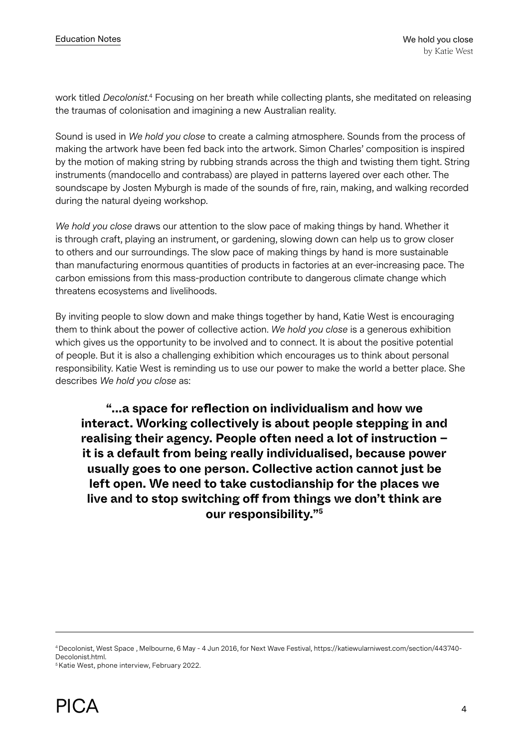work titled *Decolonist*.[4] Focusing on her breath while collecting plants, she meditated on releasing the traumas of colonisation and imagining a new Australian reality.

Sound is used in *We hold you close* to create a calming atmosphere. Sounds from the process of making the artwork have been fed back into the artwork. Simon Charles' composition is inspired by the motion of making string by rubbing strands across the thigh and twisting them tight. String instruments (mandocello and contrabass) are played in patterns layered over each other. The soundscape by Josten Myburgh is made of the sounds of fire, rain, making, and walking recorded during the natural dyeing workshop.

*We hold you close* draws our attention to the slow pace of making things by hand. Whether it is through craft, playing an instrument, or gardening, slowing down can help us to grow closer to others and our surroundings. The slow pace of making things by hand is more sustainable than manufacturing enormous quantities of products in factories at an ever-increasing pace. The carbon emissions from this mass-production contribute to dangerous climate change which threatens ecosystems and livelihoods.

By inviting people to slow down and make things together by hand, Katie West is encouraging them to think about the power of collective action. *We hold you close* is a generous exhibition which gives us the opportunity to be involved and to connect. It is about the positive potential of people. But it is also a challenging exhibition which encourages us to think about personal responsibility. Katie West is reminding us to use our power to make the world a better place. She describes *We hold you close* as:

> **"...a space for reflection on individualism and how we interact. Working collectively is about people stepping in and realising their agency. People often need a lot of instruction – it is a default from being really individualised, because power usually goes to one person. Collective action cannot just be left open. We need to take custodianship for the places we live and to stop switching off from things we don't think are our responsibility."[5]**

---

[4] Decolonist, West Space , Melbourne, 6 May - 4 Jun 2016, for Next Wave Festival, https://katiewularniwest.com/section/443740-Decolonist.html.

[5] Katie West, phone interview, February 2022.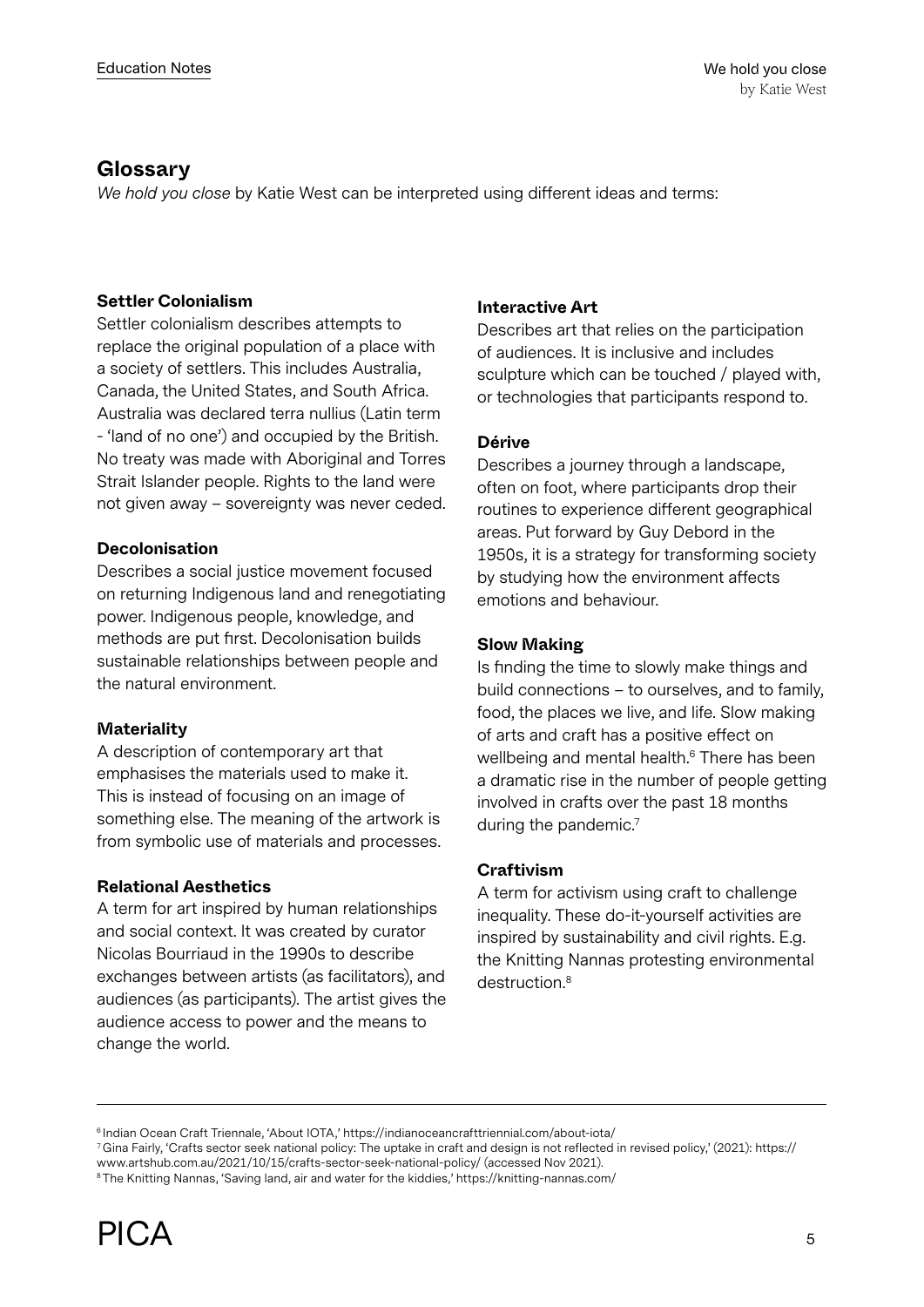## Glossary

*We hold you close* by Katie West can be interpreted using different ideas and terms:

**Settler Colonialism**

Settler colonialism describes attempts to replace the original population of a place with a society of settlers. This includes Australia, Canada, the United States, and South Africa. Australia was declared terra nullius (Latin term - 'land of no one') and occupied by the British. No treaty was made with Aboriginal and Torres Strait Islander people. Rights to the land were not given away – sovereignty was never ceded.

**Decolonisation**

Describes a social justice movement focused on returning Indigenous land and renegotiating power. Indigenous people, knowledge, and methods are put first. Decolonisation builds sustainable relationships between people and the natural environment.

**Materiality**

A description of contemporary art that emphasises the materials used to make it. This is instead of focusing on an image of something else. The meaning of the artwork is from symbolic use of materials and processes.

**Relational Aesthetics**

A term for art inspired by human relationships and social context. It was created by curator Nicolas Bourriaud in the 1990s to describe exchanges between artists (as facilitators), and audiences (as participants). The artist gives the audience access to power and the means to change the world.

**Interactive Art**

Describes art that relies on the participation of audiences. It is inclusive and includes sculpture which can be touched / played with, or technologies that participants respond to.

**Dérive**

Describes a journey through a landscape, often on foot, where participants drop their routines to experience different geographical areas. Put forward by Guy Debord in the 1950s, it is a strategy for transforming society by studying how the environment affects emotions and behaviour.

**Slow Making**

Is finding the time to slowly make things and build connections – to ourselves, and to family, food, the places we live, and life. Slow making of arts and craft has a positive effect on wellbeing and mental health.[6] There has been a dramatic rise in the number of people getting involved in crafts over the past 18 months during the pandemic.[7]

**Craftivism**

A term for activism using craft to challenge inequality. These do-it-yourself activities are inspired by sustainability and civil rights. E.g. the Knitting Nannas protesting environmental destruction.[8]

---

[6] Indian Ocean Craft Triennale, 'About IOTA,' https://indianoceancrafttriennial.com/about-iota/

[7] Gina Fairly, 'Crafts sector seek national policy: The uptake in craft and design is not reflected in revised policy,' (2021): https://www.artshub.com.au/2021/10/15/crafts-sector-seek-national-policy/ (accessed Nov 2021).

[8] The Knitting Nannas, 'Saving land, air and water for the kiddies,' https://knitting-nannas.com/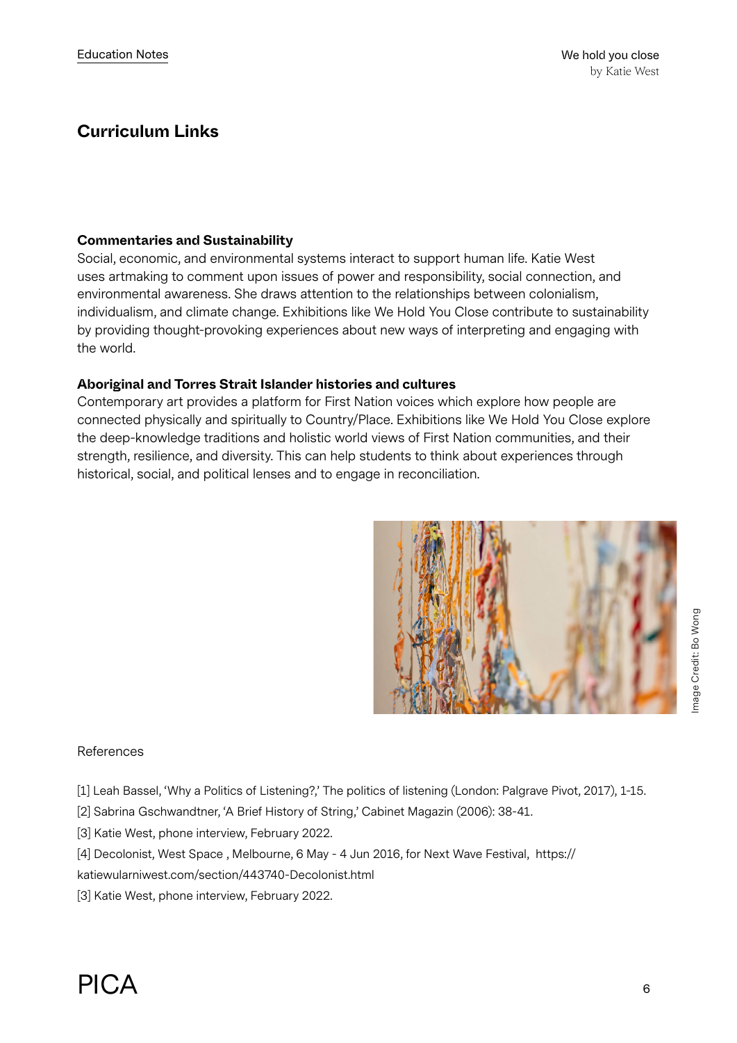## Curriculum Links

**Commentaries and Sustainability**

Social, economic, and environmental systems interact to support human life. Katie West uses artmaking to comment upon issues of power and responsibility, social connection, and environmental awareness. She draws attention to the relationships between colonialism, individualism, and climate change. Exhibitions like We Hold You Close contribute to sustainability by providing thought-provoking experiences about new ways of interpreting and engaging with the world.

**Aboriginal and Torres Strait Islander histories and cultures**

Contemporary art provides a platform for First Nation voices which explore how people are connected physically and spiritually to Country/Place. Exhibitions like We Hold You Close explore the deep-knowledge traditions and holistic world views of First Nation communities, and their strength, resilience, and diversity. This can help students to think about experiences through historical, social, and political lenses and to engage in reconciliation.

Image Credit: Bo Wong

References

[1] Leah Bassel, 'Why a Politics of Listening?,' The politics of listening (London: Palgrave Pivot, 2017), 1-15.

[2] Sabrina Gschwandtner, 'A Brief History of String,' Cabinet Magazin (2006): 38-41.

[3] Katie West, phone interview, February 2022.

[4] Decolonist, West Space , Melbourne, 6 May - 4 Jun 2016, for Next Wave Festival, https://katiewularniwest.com/section/443740-Decolonist.html

[3] Katie West, phone interview, February 2022.